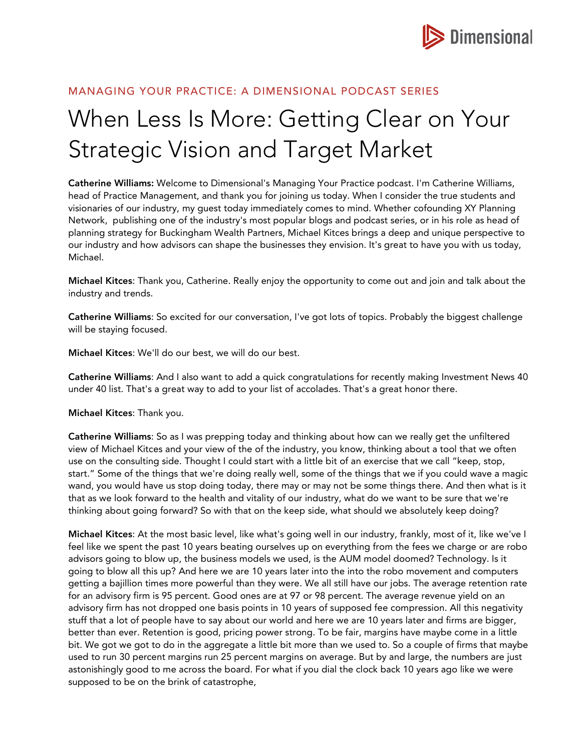MANAGING YOUR PRACTICE: A DIMENSIONAL PODCAST SERIES

# When Less Is More: Getting Clear on Your Strategic Vision and Target Market

**Catherine Williams:** Welcome to Dimensional's Managing Your Practice podcast. I'm Catherine Williams, head of Practice Management, and thank you for joining us today. When I consider the true students and visionaries of our industry, my guest today immediately comes to mind. Whether cofounding XY Planning Network, publishing one of the industry's most popular blogs and podcast series, or in his role as head of planning strategy for Buckingham Wealth Partners, Michael Kitces brings a deep and unique perspective to our industry and how advisors can shape the businesses they envision. It's great to have you with us today, Michael.

**Michael Kitces**: Thank you, Catherine. Really enjoy the opportunity to come out and join and talk about the industry and trends.

**Catherine Williams**: So excited for our conversation, I've got lots of topics. Probably the biggest challenge will be staying focused.

**Michael Kitces**: We'll do our best, we will do our best.

**Catherine Williams**: And I also want to add a quick congratulations for recently making Investment News 40 under 40 list. That's a great way to add to your list of accolades. That's a great honor there.

**Michael Kitces**: Thank you.

**Catherine Williams**: So as I was prepping today and thinking about how can we really get the unfiltered view of Michael Kitces and your view of the of the industry, you know, thinking about a tool that we often use on the consulting side. Thought I could start with a little bit of an exercise that we call "keep, stop, start." Some of the things that we're doing really well, some of the things that we if you could wave a magic wand, you would have us stop doing today, there may or may not be some things there. And then what is it that as we look forward to the health and vitality of our industry, what do we want to be sure that we're thinking about going forward? So with that on the keep side, what should we absolutely keep doing?

**Michael Kitces**: At the most basic level, like what's going well in our industry, frankly, most of it, like we've I feel like we spent the past 10 years beating ourselves up on everything from the fees we charge or are robo advisors going to blow up, the business models we used, is the AUM model doomed? Technology. Is it going to blow all this up? And here we are 10 years later into the into the robo movement and computers getting a bajillion times more powerful than they were. We all still have our jobs. The average retention rate for an advisory firm is 95 percent. Good ones are at 97 or 98 percent. The average revenue yield on an advisory firm has not dropped one basis points in 10 years of supposed fee compression. All this negativity stuff that a lot of people have to say about our world and here we are 10 years later and firms are bigger, better than ever. Retention is good, pricing power strong. To be fair, margins have maybe come in a little bit. We got we got to do in the aggregate a little bit more than we used to. So a couple of firms that maybe used to run 30 percent margins run 25 percent margins on average. But by and large, the numbers are just astonishingly good to me across the board. For what if you dial the clock back 10 years ago like we were supposed to be on the brink of catastrophe,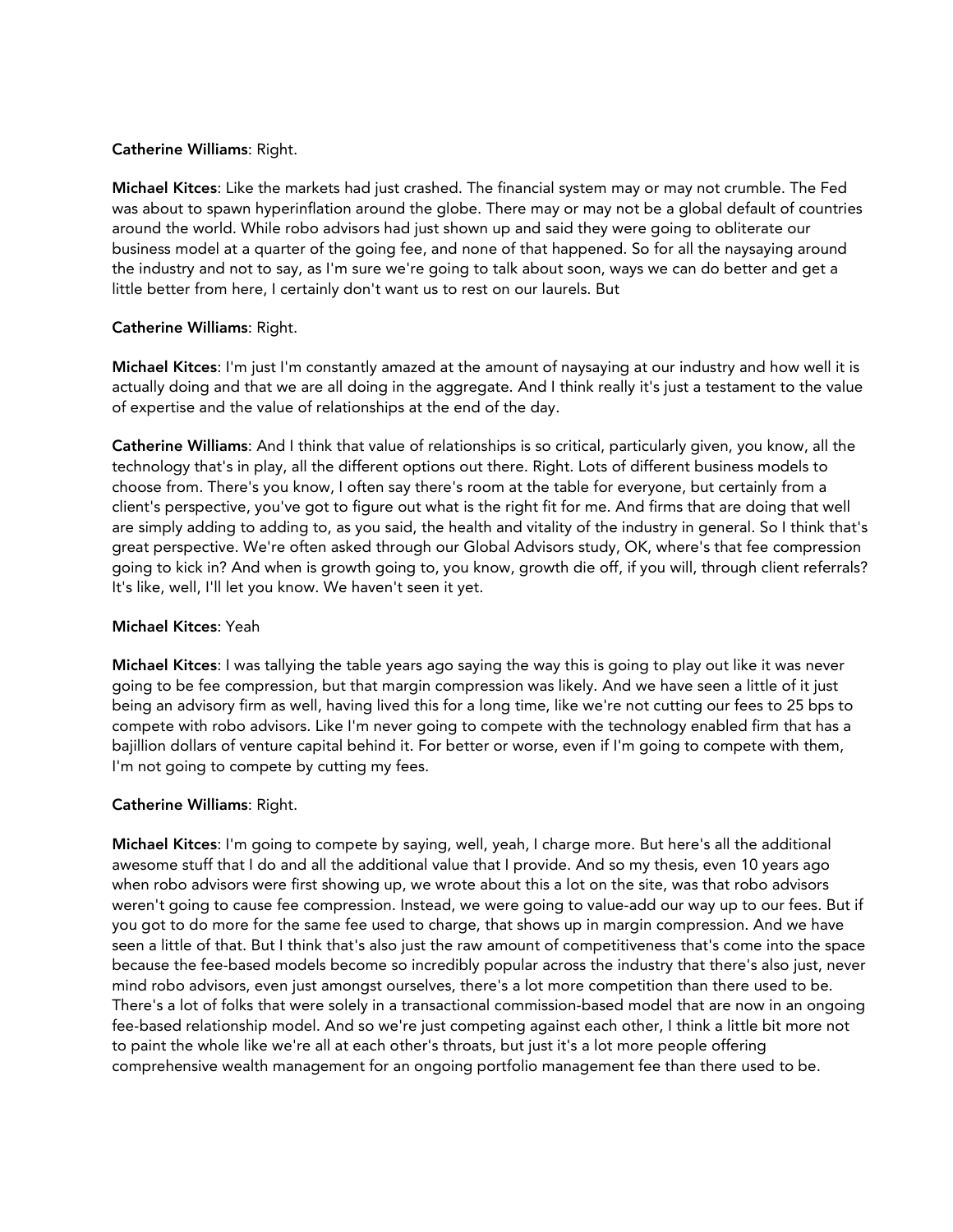**Catherine Williams**: Right.

**Michael Kitces**: Like the markets had just crashed. The financial system may or may not crumble. The Fed was about to spawn hyperinflation around the globe. There may or may not be a global default of countries around the world. While robo advisors had just shown up and said they were going to obliterate our business model at a quarter of the going fee, and none of that happened. So for all the naysaying around the industry and not to say, as I'm sure we're going to talk about soon, ways we can do better and get a little better from here, I certainly don't want us to rest on our laurels. But

**Catherine Williams**: Right.

**Michael Kitces**: I'm just I'm constantly amazed at the amount of naysaying at our industry and how well it is actually doing and that we are all doing in the aggregate. And I think really it's just a testament to the value of expertise and the value of relationships at the end of the day.

**Catherine Williams**: And I think that value of relationships is so critical, particularly given, you know, all the technology that's in play, all the different options out there. Right. Lots of different business models to choose from. There's you know, I often say there's room at the table for everyone, but certainly from a client's perspective, you've got to figure out what is the right fit for me. And firms that are doing that well are simply adding to adding to, as you said, the health and vitality of the industry in general. So I think that's great perspective. We're often asked through our Global Advisors study, OK, where's that fee compression going to kick in? And when is growth going to, you know, growth die off, if you will, through client referrals? It's like, well, I'll let you know. We haven't seen it yet.

**Michael Kitces**: Yeah

**Michael Kitces**: I was tallying the table years ago saying the way this is going to play out like it was never going to be fee compression, but that margin compression was likely. And we have seen a little of it just being an advisory firm as well, having lived this for a long time, like we're not cutting our fees to 25 bps to compete with robo advisors. Like I'm never going to compete with the technology enabled firm that has a bajillion dollars of venture capital behind it. For better or worse, even if I'm going to compete with them, I'm not going to compete by cutting my fees.

**Catherine Williams**: Right.

**Michael Kitces**: I'm going to compete by saying, well, yeah, I charge more. But here's all the additional awesome stuff that I do and all the additional value that I provide. And so my thesis, even 10 years ago when robo advisors were first showing up, we wrote about this a lot on the site, was that robo advisors weren't going to cause fee compression. Instead, we were going to value-add our way up to our fees. But if you got to do more for the same fee used to charge, that shows up in margin compression. And we have seen a little of that. But I think that's also just the raw amount of competitiveness that's come into the space because the fee-based models become so incredibly popular across the industry that there's also just, never mind robo advisors, even just amongst ourselves, there's a lot more competition than there used to be. There's a lot of folks that were solely in a transactional commission-based model that are now in an ongoing fee-based relationship model. And so we're just competing against each other, I think a little bit more not to paint the whole like we're all at each other's throats, but just it's a lot more people offering comprehensive wealth management for an ongoing portfolio management fee than there used to be.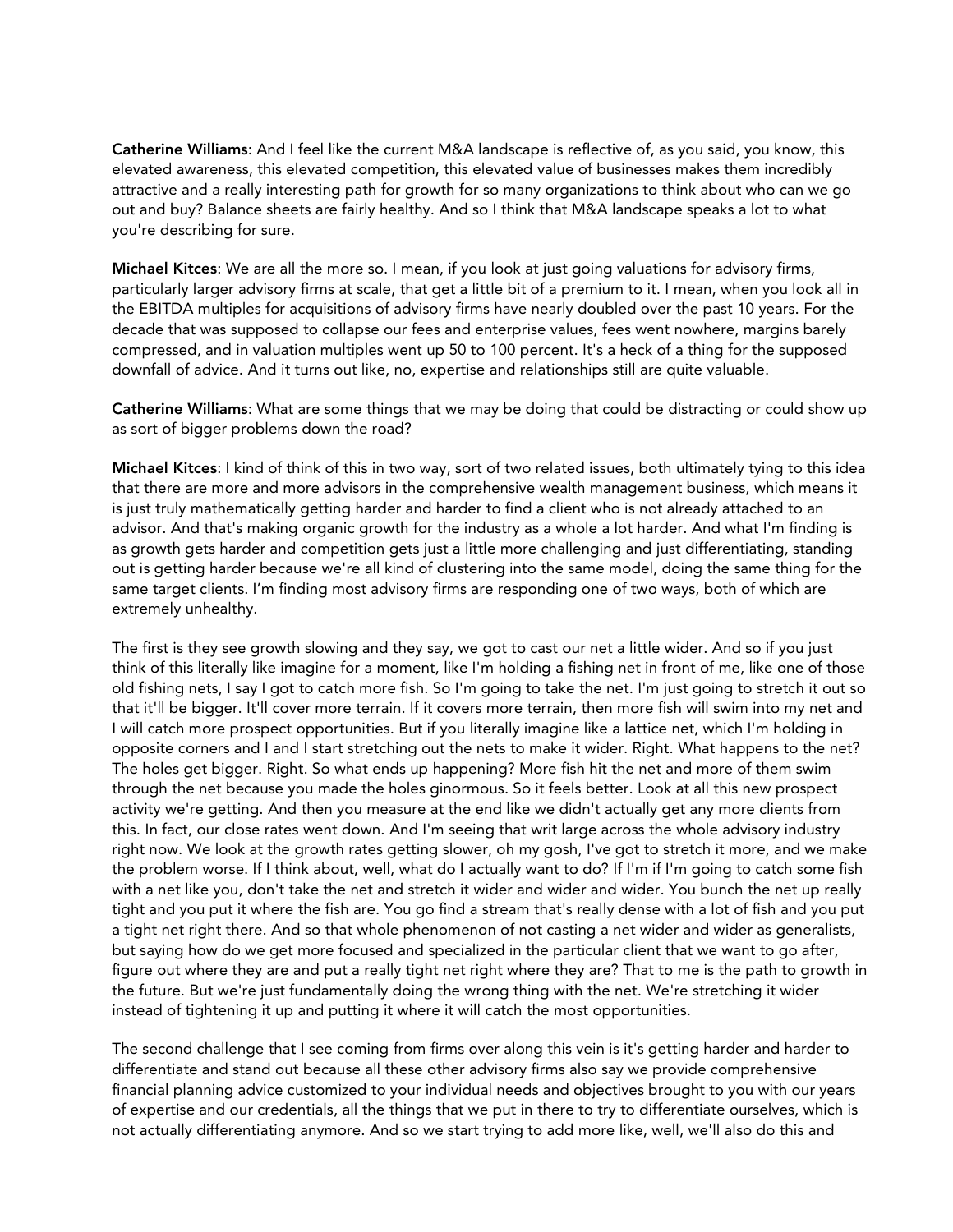**Catherine Williams**: And I feel like the current M&A landscape is reflective of, as you said, you know, this elevated awareness, this elevated competition, this elevated value of businesses makes them incredibly attractive and a really interesting path for growth for so many organizations to think about who can we go out and buy? Balance sheets are fairly healthy. And so I think that M&A landscape speaks a lot to what you're describing for sure.

**Michael Kitces**: We are all the more so. I mean, if you look at just going valuations for advisory firms, particularly larger advisory firms at scale, that get a little bit of a premium to it. I mean, when you look all in the EBITDA multiples for acquisitions of advisory firms have nearly doubled over the past 10 years. For the decade that was supposed to collapse our fees and enterprise values, fees went nowhere, margins barely compressed, and in valuation multiples went up 50 to 100 percent. It's a heck of a thing for the supposed downfall of advice. And it turns out like, no, expertise and relationships still are quite valuable.

**Catherine Williams**: What are some things that we may be doing that could be distracting or could show up as sort of bigger problems down the road?

**Michael Kitces**: I kind of think of this in two way, sort of two related issues, both ultimately tying to this idea that there are more and more advisors in the comprehensive wealth management business, which means it is just truly mathematically getting harder and harder to find a client who is not already attached to an advisor. And that's making organic growth for the industry as a whole a lot harder. And what I'm finding is as growth gets harder and competition gets just a little more challenging and just differentiating, standing out is getting harder because we're all kind of clustering into the same model, doing the same thing for the same target clients. I'm finding most advisory firms are responding one of two ways, both of which are extremely unhealthy.

The first is they see growth slowing and they say, we got to cast our net a little wider. And so if you just think of this literally like imagine for a moment, like I'm holding a fishing net in front of me, like one of those old fishing nets, I say I got to catch more fish. So I'm going to take the net. I'm just going to stretch it out so that it'll be bigger. It'll cover more terrain. If it covers more terrain, then more fish will swim into my net and I will catch more prospect opportunities. But if you literally imagine like a lattice net, which I'm holding in opposite corners and I and I start stretching out the nets to make it wider. Right. What happens to the net? The holes get bigger. Right. So what ends up happening? More fish hit the net and more of them swim through the net because you made the holes ginormous. So it feels better. Look at all this new prospect activity we're getting. And then you measure at the end like we didn't actually get any more clients from this. In fact, our close rates went down. And I'm seeing that writ large across the whole advisory industry right now. We look at the growth rates getting slower, oh my gosh, I've got to stretch it more, and we make the problem worse. If I think about, well, what do I actually want to do? If I'm if I'm going to catch some fish with a net like you, don't take the net and stretch it wider and wider and wider. You bunch the net up really tight and you put it where the fish are. You go find a stream that's really dense with a lot of fish and you put a tight net right there. And so that whole phenomenon of not casting a net wider and wider as generalists, but saying how do we get more focused and specialized in the particular client that we want to go after, figure out where they are and put a really tight net right where they are? That to me is the path to growth in the future. But we're just fundamentally doing the wrong thing with the net. We're stretching it wider instead of tightening it up and putting it where it will catch the most opportunities.

The second challenge that I see coming from firms over along this vein is it's getting harder and harder to differentiate and stand out because all these other advisory firms also say we provide comprehensive financial planning advice customized to your individual needs and objectives brought to you with our years of expertise and our credentials, all the things that we put in there to try to differentiate ourselves, which is not actually differentiating anymore. And so we start trying to add more like, well, we'll also do this and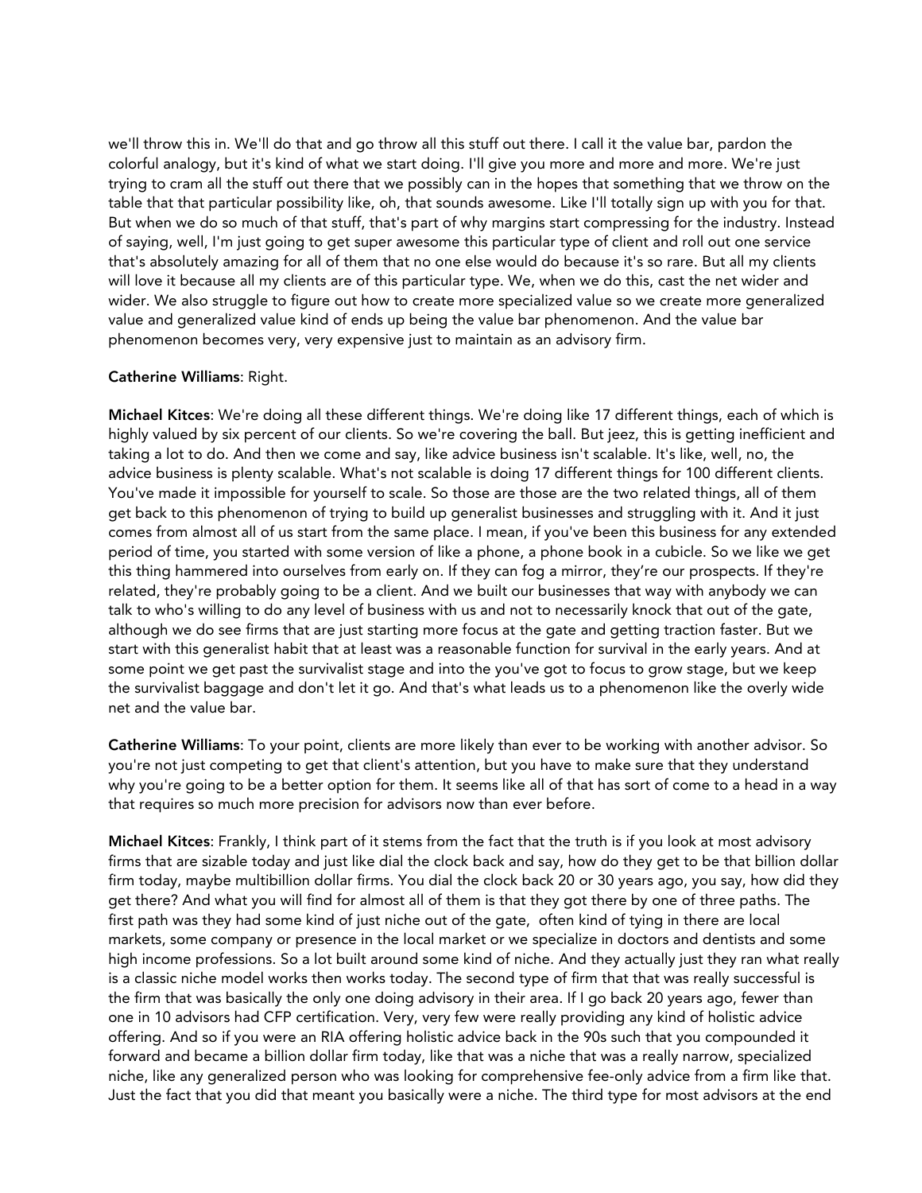we'll throw this in. We'll do that and go throw all this stuff out there. I call it the value bar, pardon the colorful analogy, but it's kind of what we start doing. I'll give you more and more and more. We're just trying to cram all the stuff out there that we possibly can in the hopes that something that we throw on the table that that particular possibility like, oh, that sounds awesome. Like I'll totally sign up with you for that. But when we do so much of that stuff, that's part of why margins start compressing for the industry. Instead of saying, well, I'm just going to get super awesome this particular type of client and roll out one service that's absolutely amazing for all of them that no one else would do because it's so rare. But all my clients will love it because all my clients are of this particular type. We, when we do this, cast the net wider and wider. We also struggle to figure out how to create more specialized value so we create more generalized value and generalized value kind of ends up being the value bar phenomenon. And the value bar phenomenon becomes very, very expensive just to maintain as an advisory firm.

**Catherine Williams**: Right.

**Michael Kitces**: We're doing all these different things. We're doing like 17 different things, each of which is highly valued by six percent of our clients. So we're covering the ball. But jeez, this is getting inefficient and taking a lot to do. And then we come and say, like advice business isn't scalable. It's like, well, no, the advice business is plenty scalable. What's not scalable is doing 17 different things for 100 different clients. You've made it impossible for yourself to scale. So those are those are the two related things, all of them get back to this phenomenon of trying to build up generalist businesses and struggling with it. And it just comes from almost all of us start from the same place. I mean, if you've been this business for any extended period of time, you started with some version of like a phone, a phone book in a cubicle. So we like we get this thing hammered into ourselves from early on. If they can fog a mirror, they're our prospects. If they're related, they're probably going to be a client. And we built our businesses that way with anybody we can talk to who's willing to do any level of business with us and not to necessarily knock that out of the gate, although we do see firms that are just starting more focus at the gate and getting traction faster. But we start with this generalist habit that at least was a reasonable function for survival in the early years. And at some point we get past the survivalist stage and into the you've got to focus to grow stage, but we keep the survivalist baggage and don't let it go. And that's what leads us to a phenomenon like the overly wide net and the value bar.

**Catherine Williams**: To your point, clients are more likely than ever to be working with another advisor. So you're not just competing to get that client's attention, but you have to make sure that they understand why you're going to be a better option for them. It seems like all of that has sort of come to a head in a way that requires so much more precision for advisors now than ever before.

**Michael Kitces**: Frankly, I think part of it stems from the fact that the truth is if you look at most advisory firms that are sizable today and just like dial the clock back and say, how do they get to be that billion dollar firm today, maybe multibillion dollar firms. You dial the clock back 20 or 30 years ago, you say, how did they get there? And what you will find for almost all of them is that they got there by one of three paths. The first path was they had some kind of just niche out of the gate, often kind of tying in there are local markets, some company or presence in the local market or we specialize in doctors and dentists and some high income professions. So a lot built around some kind of niche. And they actually just they ran what really is a classic niche model works then works today. The second type of firm that that was really successful is the firm that was basically the only one doing advisory in their area. If I go back 20 years ago, fewer than one in 10 advisors had CFP certification. Very, very few were really providing any kind of holistic advice offering. And so if you were an RIA offering holistic advice back in the 90s such that you compounded it forward and became a billion dollar firm today, like that was a niche that was a really narrow, specialized niche, like any generalized person who was looking for comprehensive fee-only advice from a firm like that. Just the fact that you did that meant you basically were a niche. The third type for most advisors at the end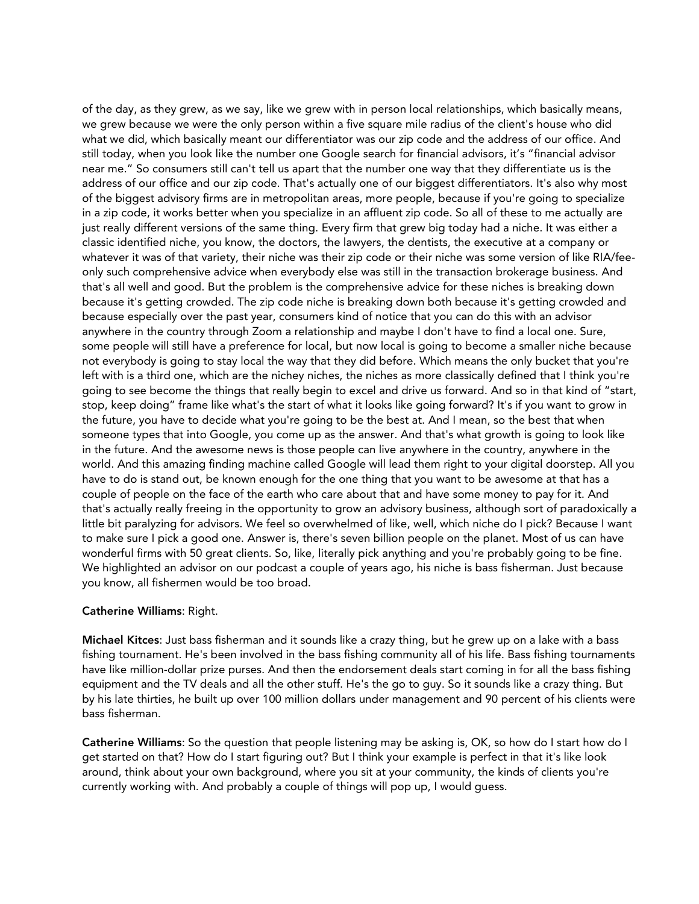of the day, as they grew, as we say, like we grew with in person local relationships, which basically means, we grew because we were the only person within a five square mile radius of the client's house who did what we did, which basically meant our differentiator was our zip code and the address of our office. And still today, when you look like the number one Google search for financial advisors, it's "financial advisor near me." So consumers still can't tell us apart that the number one way that they differentiate us is the address of our office and our zip code. That's actually one of our biggest differentiators. It's also why most of the biggest advisory firms are in metropolitan areas, more people, because if you're going to specialize in a zip code, it works better when you specialize in an affluent zip code. So all of these to me actually are just really different versions of the same thing. Every firm that grew big today had a niche. It was either a classic identified niche, you know, the doctors, the lawyers, the dentists, the executive at a company or whatever it was of that variety, their niche was their zip code or their niche was some version of like RIA/fee-only such comprehensive advice when everybody else was still in the transaction brokerage business. And that's all well and good. But the problem is the comprehensive advice for these niches is breaking down because it's getting crowded. The zip code niche is breaking down both because it's getting crowded and because especially over the past year, consumers kind of notice that you can do this with an advisor anywhere in the country through Zoom a relationship and maybe I don't have to find a local one. Sure, some people will still have a preference for local, but now local is going to become a smaller niche because not everybody is going to stay local the way that they did before. Which means the only bucket that you're left with is a third one, which are the nichey niches, the niches as more classically defined that I think you're going to see become the things that really begin to excel and drive us forward. And so in that kind of "start, stop, keep doing" frame like what's the start of what it looks like going forward? It's if you want to grow in the future, you have to decide what you're going to be the best at. And I mean, so the best that when someone types that into Google, you come up as the answer. And that's what growth is going to look like in the future. And the awesome news is those people can live anywhere in the country, anywhere in the world. And this amazing finding machine called Google will lead them right to your digital doorstep. All you have to do is stand out, be known enough for the one thing that you want to be awesome at that has a couple of people on the face of the earth who care about that and have some money to pay for it. And that's actually really freeing in the opportunity to grow an advisory business, although sort of paradoxically a little bit paralyzing for advisors. We feel so overwhelmed of like, well, which niche do I pick? Because I want to make sure I pick a good one. Answer is, there's seven billion people on the planet. Most of us can have wonderful firms with 50 great clients. So, like, literally pick anything and you're probably going to be fine. We highlighted an advisor on our podcast a couple of years ago, his niche is bass fisherman. Just because you know, all fishermen would be too broad.

**Catherine Williams**: Right.

**Michael Kitces**: Just bass fisherman and it sounds like a crazy thing, but he grew up on a lake with a bass fishing tournament. He's been involved in the bass fishing community all of his life. Bass fishing tournaments have like million-dollar prize purses. And then the endorsement deals start coming in for all the bass fishing equipment and the TV deals and all the other stuff. He's the go to guy. So it sounds like a crazy thing. But by his late thirties, he built up over 100 million dollars under management and 90 percent of his clients were bass fisherman.

**Catherine Williams**: So the question that people listening may be asking is, OK, so how do I start how do I get started on that? How do I start figuring out? But I think your example is perfect in that it's like look around, think about your own background, where you sit at your community, the kinds of clients you're currently working with. And probably a couple of things will pop up, I would guess.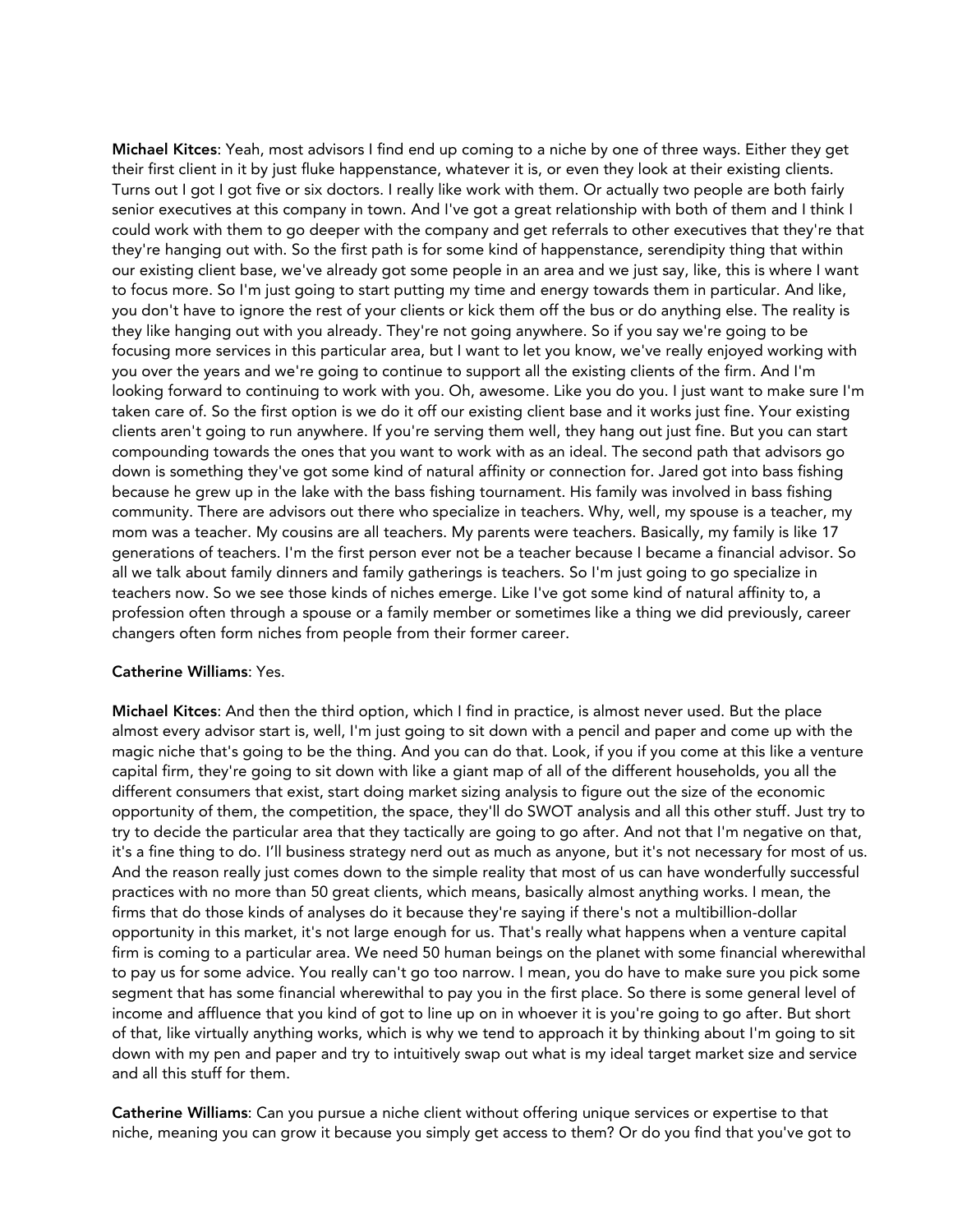**Michael Kitces**: Yeah, most advisors I find end up coming to a niche by one of three ways. Either they get their first client in it by just fluke happenstance, whatever it is, or even they look at their existing clients. Turns out I got I got five or six doctors. I really like work with them. Or actually two people are both fairly senior executives at this company in town. And I've got a great relationship with both of them and I think I could work with them to go deeper with the company and get referrals to other executives that they're that they're hanging out with. So the first path is for some kind of happenstance, serendipity thing that within our existing client base, we've already got some people in an area and we just say, like, this is where I want to focus more. So I'm just going to start putting my time and energy towards them in particular. And like, you don't have to ignore the rest of your clients or kick them off the bus or do anything else. The reality is they like hanging out with you already. They're not going anywhere. So if you say we're going to be focusing more services in this particular area, but I want to let you know, we've really enjoyed working with you over the years and we're going to continue to support all the existing clients of the firm. And I'm looking forward to continuing to work with you. Oh, awesome. Like you do you. I just want to make sure I'm taken care of. So the first option is we do it off our existing client base and it works just fine. Your existing clients aren't going to run anywhere. If you're serving them well, they hang out just fine. But you can start compounding towards the ones that you want to work with as an ideal. The second path that advisors go down is something they've got some kind of natural affinity or connection for. Jared got into bass fishing because he grew up in the lake with the bass fishing tournament. His family was involved in bass fishing community. There are advisors out there who specialize in teachers. Why, well, my spouse is a teacher, my mom was a teacher. My cousins are all teachers. My parents were teachers. Basically, my family is like 17 generations of teachers. I'm the first person ever not be a teacher because I became a financial advisor. So all we talk about family dinners and family gatherings is teachers. So I'm just going to go specialize in teachers now. So we see those kinds of niches emerge. Like I've got some kind of natural affinity to, a profession often through a spouse or a family member or sometimes like a thing we did previously, career changers often form niches from people from their former career.

**Catherine Williams**: Yes.

**Michael Kitces**: And then the third option, which I find in practice, is almost never used. But the place almost every advisor start is, well, I'm just going to sit down with a pencil and paper and come up with the magic niche that's going to be the thing. And you can do that. Look, if you if you come at this like a venture capital firm, they're going to sit down with like a giant map of all of the different households, you all the different consumers that exist, start doing market sizing analysis to figure out the size of the economic opportunity of them, the competition, the space, they'll do SWOT analysis and all this other stuff. Just try to try to decide the particular area that they tactically are going to go after. And not that I'm negative on that, it's a fine thing to do. I'll business strategy nerd out as much as anyone, but it's not necessary for most of us. And the reason really just comes down to the simple reality that most of us can have wonderfully successful practices with no more than 50 great clients, which means, basically almost anything works. I mean, the firms that do those kinds of analyses do it because they're saying if there's not a multibillion-dollar opportunity in this market, it's not large enough for us. That's really what happens when a venture capital firm is coming to a particular area. We need 50 human beings on the planet with some financial wherewithal to pay us for some advice. You really can't go too narrow. I mean, you do have to make sure you pick some segment that has some financial wherewithal to pay you in the first place. So there is some general level of income and affluence that you kind of got to line up on in whoever it is you're going to go after. But short of that, like virtually anything works, which is why we tend to approach it by thinking about I'm going to sit down with my pen and paper and try to intuitively swap out what is my ideal target market size and service and all this stuff for them.

**Catherine Williams**: Can you pursue a niche client without offering unique services or expertise to that niche, meaning you can grow it because you simply get access to them? Or do you find that you've got to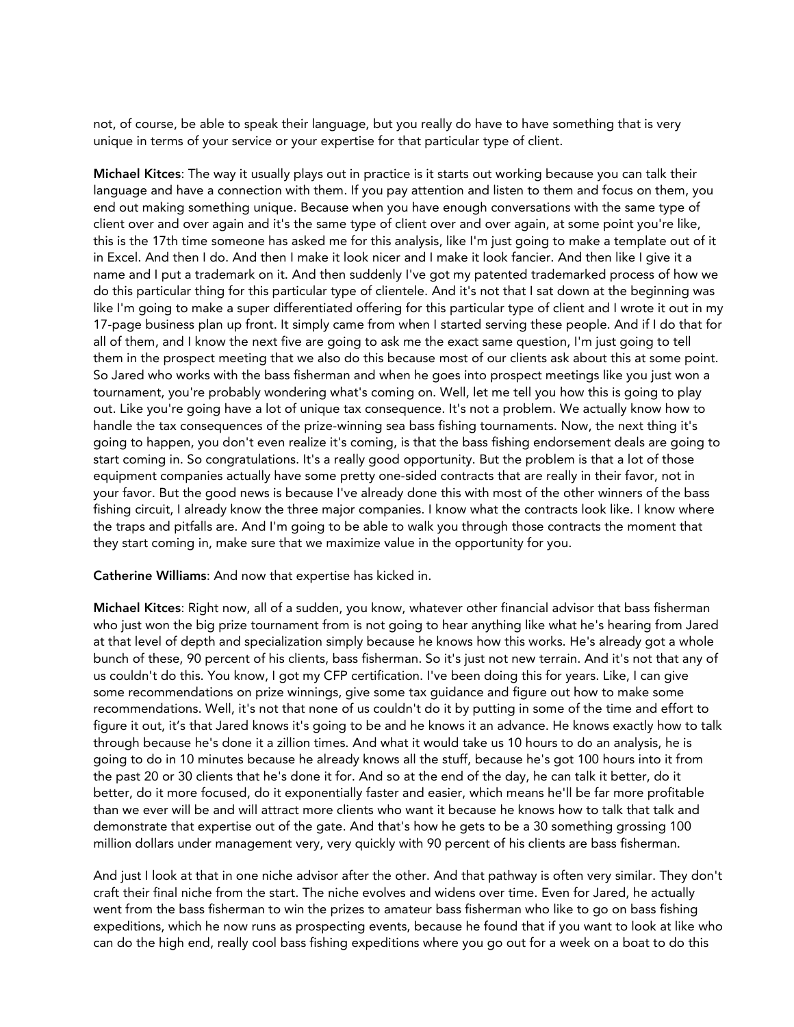not, of course, be able to speak their language, but you really do have to have something that is very unique in terms of your service or your expertise for that particular type of client.

**Michael Kitces**: The way it usually plays out in practice is it starts out working because you can talk their language and have a connection with them. If you pay attention and listen to them and focus on them, you end out making something unique. Because when you have enough conversations with the same type of client over and over again and it's the same type of client over and over again, at some point you're like, this is the 17th time someone has asked me for this analysis, like I'm just going to make a template out of it in Excel. And then I do. And then I make it look nicer and I make it look fancier. And then like I give it a name and I put a trademark on it. And then suddenly I've got my patented trademarked process of how we do this particular thing for this particular type of clientele. And it's not that I sat down at the beginning was like I'm going to make a super differentiated offering for this particular type of client and I wrote it out in my 17-page business plan up front. It simply came from when I started serving these people. And if I do that for all of them, and I know the next five are going to ask me the exact same question, I'm just going to tell them in the prospect meeting that we also do this because most of our clients ask about this at some point. So Jared who works with the bass fisherman and when he goes into prospect meetings like you just won a tournament, you're probably wondering what's coming on. Well, let me tell you how this is going to play out. Like you're going have a lot of unique tax consequence. It's not a problem. We actually know how to handle the tax consequences of the prize-winning sea bass fishing tournaments. Now, the next thing it's going to happen, you don't even realize it's coming, is that the bass fishing endorsement deals are going to start coming in. So congratulations. It's a really good opportunity. But the problem is that a lot of those equipment companies actually have some pretty one-sided contracts that are really in their favor, not in your favor. But the good news is because I've already done this with most of the other winners of the bass fishing circuit, I already know the three major companies. I know what the contracts look like. I know where the traps and pitfalls are. And I'm going to be able to walk you through those contracts the moment that they start coming in, make sure that we maximize value in the opportunity for you.

**Catherine Williams**: And now that expertise has kicked in.

**Michael Kitces**: Right now, all of a sudden, you know, whatever other financial advisor that bass fisherman who just won the big prize tournament from is not going to hear anything like what he's hearing from Jared at that level of depth and specialization simply because he knows how this works. He's already got a whole bunch of these, 90 percent of his clients, bass fisherman. So it's just not new terrain. And it's not that any of us couldn't do this. You know, I got my CFP certification. I've been doing this for years. Like, I can give some recommendations on prize winnings, give some tax guidance and figure out how to make some recommendations. Well, it's not that none of us couldn't do it by putting in some of the time and effort to figure it out, it's that Jared knows it's going to be and he knows it an advance. He knows exactly how to talk through because he's done it a zillion times. And what it would take us 10 hours to do an analysis, he is going to do in 10 minutes because he already knows all the stuff, because he's got 100 hours into it from the past 20 or 30 clients that he's done it for. And so at the end of the day, he can talk it better, do it better, do it more focused, do it exponentially faster and easier, which means he'll be far more profitable than we ever will be and will attract more clients who want it because he knows how to talk that talk and demonstrate that expertise out of the gate. And that's how he gets to be a 30 something grossing 100 million dollars under management very, very quickly with 90 percent of his clients are bass fisherman.

And just I look at that in one niche advisor after the other. And that pathway is often very similar. They don't craft their final niche from the start. The niche evolves and widens over time. Even for Jared, he actually went from the bass fisherman to win the prizes to amateur bass fisherman who like to go on bass fishing expeditions, which he now runs as prospecting events, because he found that if you want to look at like who can do the high end, really cool bass fishing expeditions where you go out for a week on a boat to do this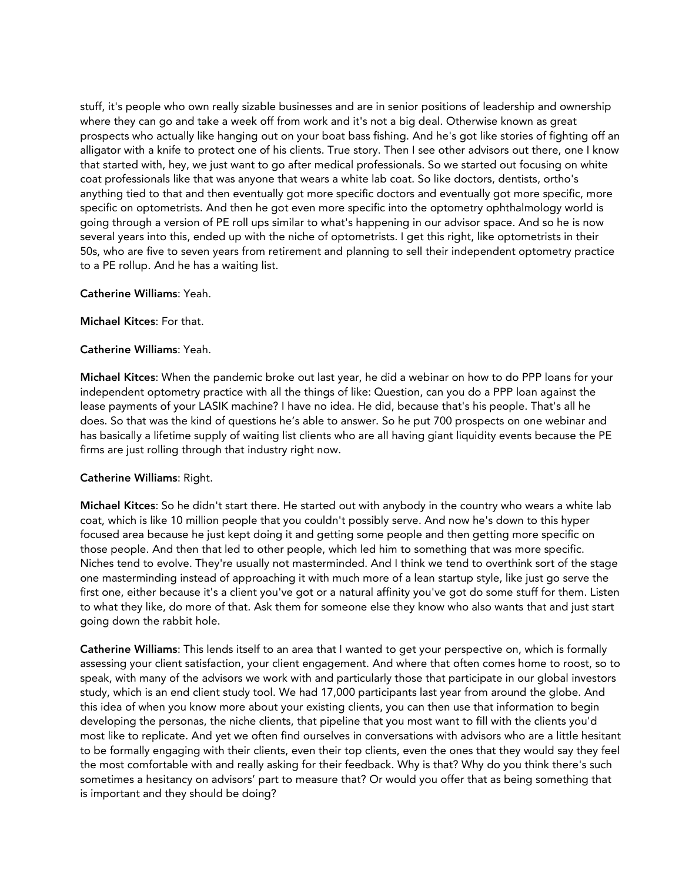stuff, it's people who own really sizable businesses and are in senior positions of leadership and ownership where they can go and take a week off from work and it's not a big deal. Otherwise known as great prospects who actually like hanging out on your boat bass fishing. And he's got like stories of fighting off an alligator with a knife to protect one of his clients. True story. Then I see other advisors out there, one I know that started with, hey, we just want to go after medical professionals. So we started out focusing on white coat professionals like that was anyone that wears a white lab coat. So like doctors, dentists, ortho's anything tied to that and then eventually got more specific doctors and eventually got more specific, more specific on optometrists. And then he got even more specific into the optometry ophthalmology world is going through a version of PE roll ups similar to what's happening in our advisor space. And so he is now several years into this, ended up with the niche of optometrists. I get this right, like optometrists in their 50s, who are five to seven years from retirement and planning to sell their independent optometry practice to a PE rollup. And he has a waiting list.

**Catherine Williams**: Yeah.

**Michael Kitces**: For that.

**Catherine Williams**: Yeah.

**Michael Kitces**: When the pandemic broke out last year, he did a webinar on how to do PPP loans for your independent optometry practice with all the things of like: Question, can you do a PPP loan against the lease payments of your LASIK machine? I have no idea. He did, because that's his people. That's all he does. So that was the kind of questions he's able to answer. So he put 700 prospects on one webinar and has basically a lifetime supply of waiting list clients who are all having giant liquidity events because the PE firms are just rolling through that industry right now.

**Catherine Williams**: Right.

**Michael Kitces**: So he didn't start there. He started out with anybody in the country who wears a white lab coat, which is like 10 million people that you couldn't possibly serve. And now he's down to this hyper focused area because he just kept doing it and getting some people and then getting more specific on those people. And then that led to other people, which led him to something that was more specific. Niches tend to evolve. They're usually not masterminded. And I think we tend to overthink sort of the stage one masterminding instead of approaching it with much more of a lean startup style, like just go serve the first one, either because it's a client you've got or a natural affinity you've got do some stuff for them. Listen to what they like, do more of that. Ask them for someone else they know who also wants that and just start going down the rabbit hole.

**Catherine Williams**: This lends itself to an area that I wanted to get your perspective on, which is formally assessing your client satisfaction, your client engagement. And where that often comes home to roost, so to speak, with many of the advisors we work with and particularly those that participate in our global investors study, which is an end client study tool. We had 17,000 participants last year from around the globe. And this idea of when you know more about your existing clients, you can then use that information to begin developing the personas, the niche clients, that pipeline that you most want to fill with the clients you'd most like to replicate. And yet we often find ourselves in conversations with advisors who are a little hesitant to be formally engaging with their clients, even their top clients, even the ones that they would say they feel the most comfortable with and really asking for their feedback. Why is that? Why do you think there's such sometimes a hesitancy on advisors' part to measure that? Or would you offer that as being something that is important and they should be doing?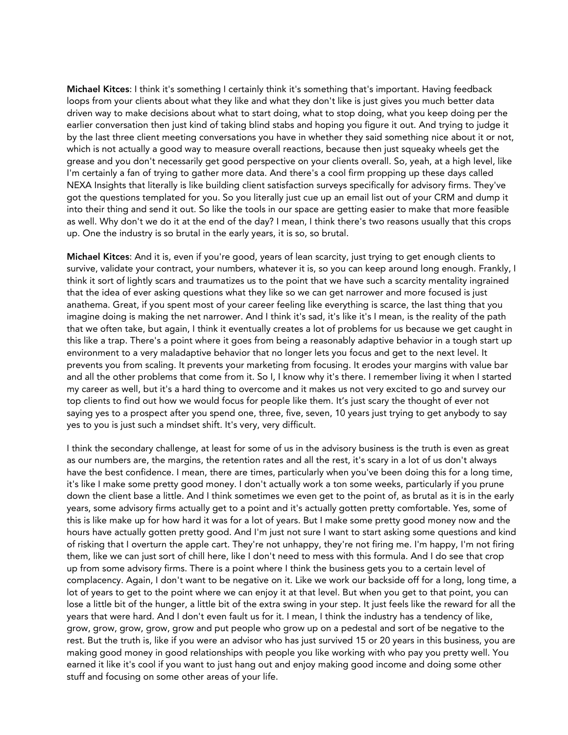**Michael Kitces**: I think it's something I certainly think it's something that's important. Having feedback loops from your clients about what they like and what they don't like is just gives you much better data driven way to make decisions about what to start doing, what to stop doing, what you keep doing per the earlier conversation then just kind of taking blind stabs and hoping you figure it out. And trying to judge it by the last three client meeting conversations you have in whether they said something nice about it or not, which is not actually a good way to measure overall reactions, because then just squeaky wheels get the grease and you don't necessarily get good perspective on your clients overall. So, yeah, at a high level, like I'm certainly a fan of trying to gather more data. And there's a cool firm propping up these days called NEXA Insights that literally is like building client satisfaction surveys specifically for advisory firms. They've got the questions templated for you. So you literally just cue up an email list out of your CRM and dump it into their thing and send it out. So like the tools in our space are getting easier to make that more feasible as well. Why don't we do it at the end of the day? I mean, I think there's two reasons usually that this crops up. One the industry is so brutal in the early years, it is so, so brutal.

**Michael Kitces**: And it is, even if you're good, years of lean scarcity, just trying to get enough clients to survive, validate your contract, your numbers, whatever it is, so you can keep around long enough. Frankly, I think it sort of lightly scars and traumatizes us to the point that we have such a scarcity mentality ingrained that the idea of ever asking questions what they like so we can get narrower and more focused is just anathema. Great, if you spent most of your career feeling like everything is scarce, the last thing that you imagine doing is making the net narrower. And I think it's sad, it's like it's I mean, is the reality of the path that we often take, but again, I think it eventually creates a lot of problems for us because we get caught in this like a trap. There's a point where it goes from being a reasonably adaptive behavior in a tough start up environment to a very maladaptive behavior that no longer lets you focus and get to the next level. It prevents you from scaling. It prevents your marketing from focusing. It erodes your margins with value bar and all the other problems that come from it. So I, I know why it's there. I remember living it when I started my career as well, but it's a hard thing to overcome and it makes us not very excited to go and survey our top clients to find out how we would focus for people like them. It's just scary the thought of ever not saying yes to a prospect after you spend one, three, five, seven, 10 years just trying to get anybody to say yes to you is just such a mindset shift. It's very, very difficult.

I think the secondary challenge, at least for some of us in the advisory business is the truth is even as great as our numbers are, the margins, the retention rates and all the rest, it's scary in a lot of us don't always have the best confidence. I mean, there are times, particularly when you've been doing this for a long time, it's like I make some pretty good money. I don't actually work a ton some weeks, particularly if you prune down the client base a little. And I think sometimes we even get to the point of, as brutal as it is in the early years, some advisory firms actually get to a point and it's actually gotten pretty comfortable. Yes, some of this is like make up for how hard it was for a lot of years. But I make some pretty good money now and the hours have actually gotten pretty good. And I'm just not sure I want to start asking some questions and kind of risking that I overturn the apple cart. They're not unhappy, they're not firing me. I'm happy, I'm not firing them, like we can just sort of chill here, like I don't need to mess with this formula. And I do see that crop up from some advisory firms. There is a point where I think the business gets you to a certain level of complacency. Again, I don't want to be negative on it. Like we work our backside off for a long, long time, a lot of years to get to the point where we can enjoy it at that level. But when you get to that point, you can lose a little bit of the hunger, a little bit of the extra swing in your step. It just feels like the reward for all the years that were hard. And I don't even fault us for it. I mean, I think the industry has a tendency of like, grow, grow, grow, grow, grow and put people who grow up on a pedestal and sort of be negative to the rest. But the truth is, like if you were an advisor who has just survived 15 or 20 years in this business, you are making good money in good relationships with people you like working with who pay you pretty well. You earned it like it's cool if you want to just hang out and enjoy making good income and doing some other stuff and focusing on some other areas of your life.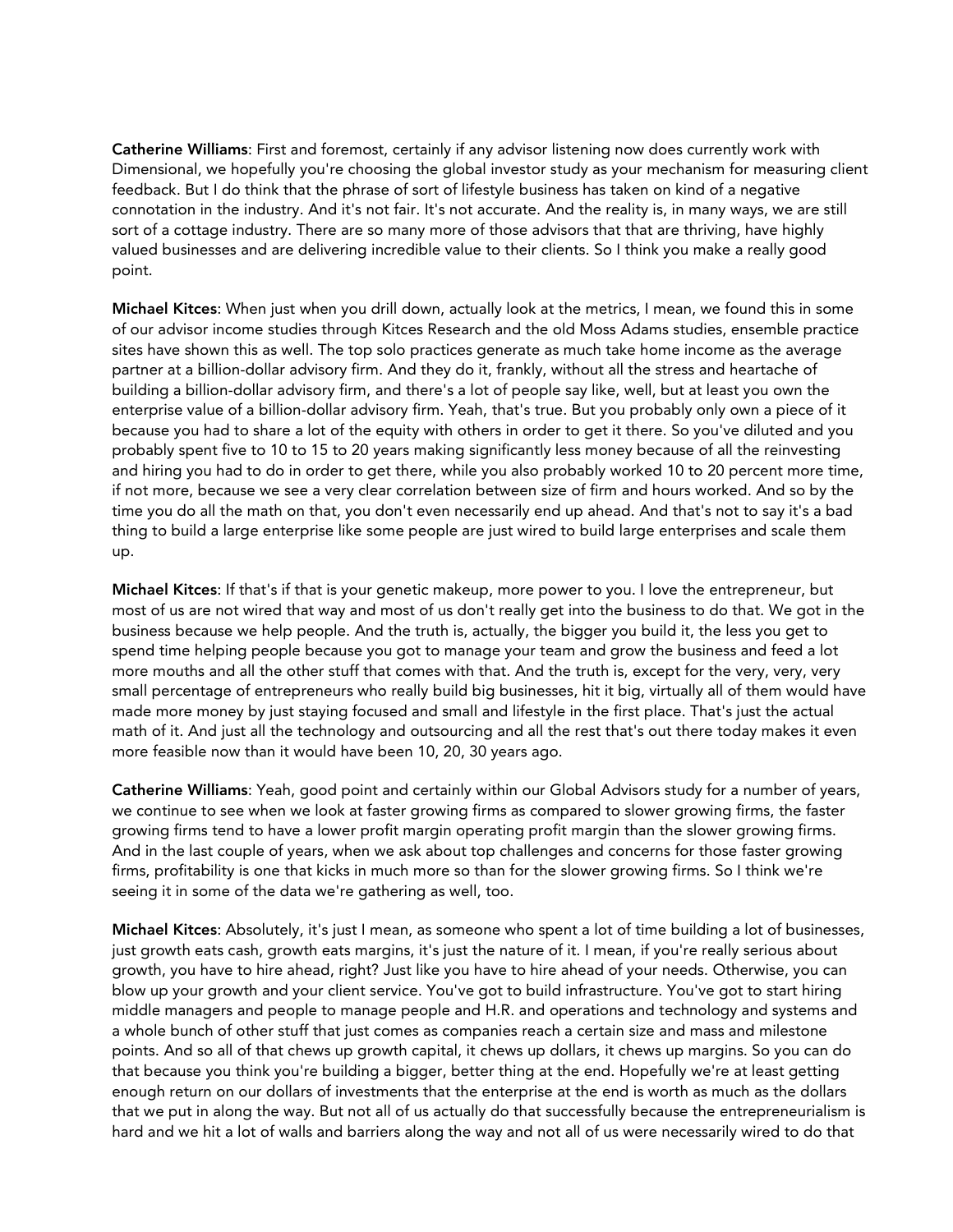**Catherine Williams**: First and foremost, certainly if any advisor listening now does currently work with Dimensional, we hopefully you're choosing the global investor study as your mechanism for measuring client feedback. But I do think that the phrase of sort of lifestyle business has taken on kind of a negative connotation in the industry. And it's not fair. It's not accurate. And the reality is, in many ways, we are still sort of a cottage industry. There are so many more of those advisors that that are thriving, have highly valued businesses and are delivering incredible value to their clients. So I think you make a really good point.

**Michael Kitces**: When just when you drill down, actually look at the metrics, I mean, we found this in some of our advisor income studies through Kitces Research and the old Moss Adams studies, ensemble practice sites have shown this as well. The top solo practices generate as much take home income as the average partner at a billion-dollar advisory firm. And they do it, frankly, without all the stress and heartache of building a billion-dollar advisory firm, and there's a lot of people say like, well, but at least you own the enterprise value of a billion-dollar advisory firm. Yeah, that's true. But you probably only own a piece of it because you had to share a lot of the equity with others in order to get it there. So you've diluted and you probably spent five to 10 to 15 to 20 years making significantly less money because of all the reinvesting and hiring you had to do in order to get there, while you also probably worked 10 to 20 percent more time, if not more, because we see a very clear correlation between size of firm and hours worked. And so by the time you do all the math on that, you don't even necessarily end up ahead. And that's not to say it's a bad thing to build a large enterprise like some people are just wired to build large enterprises and scale them up.

**Michael Kitces**: If that's if that is your genetic makeup, more power to you. I love the entrepreneur, but most of us are not wired that way and most of us don't really get into the business to do that. We got in the business because we help people. And the truth is, actually, the bigger you build it, the less you get to spend time helping people because you got to manage your team and grow the business and feed a lot more mouths and all the other stuff that comes with that. And the truth is, except for the very, very, very small percentage of entrepreneurs who really build big businesses, hit it big, virtually all of them would have made more money by just staying focused and small and lifestyle in the first place. That's just the actual math of it. And just all the technology and outsourcing and all the rest that's out there today makes it even more feasible now than it would have been 10, 20, 30 years ago.

**Catherine Williams**: Yeah, good point and certainly within our Global Advisors study for a number of years, we continue to see when we look at faster growing firms as compared to slower growing firms, the faster growing firms tend to have a lower profit margin operating profit margin than the slower growing firms. And in the last couple of years, when we ask about top challenges and concerns for those faster growing firms, profitability is one that kicks in much more so than for the slower growing firms. So I think we're seeing it in some of the data we're gathering as well, too.

**Michael Kitces**: Absolutely, it's just I mean, as someone who spent a lot of time building a lot of businesses, just growth eats cash, growth eats margins, it's just the nature of it. I mean, if you're really serious about growth, you have to hire ahead, right? Just like you have to hire ahead of your needs. Otherwise, you can blow up your growth and your client service. You've got to build infrastructure. You've got to start hiring middle managers and people to manage people and H.R. and operations and technology and systems and a whole bunch of other stuff that just comes as companies reach a certain size and mass and milestone points. And so all of that chews up growth capital, it chews up dollars, it chews up margins. So you can do that because you think you're building a bigger, better thing at the end. Hopefully we're at least getting enough return on our dollars of investments that the enterprise at the end is worth as much as the dollars that we put in along the way. But not all of us actually do that successfully because the entrepreneurialism is hard and we hit a lot of walls and barriers along the way and not all of us were necessarily wired to do that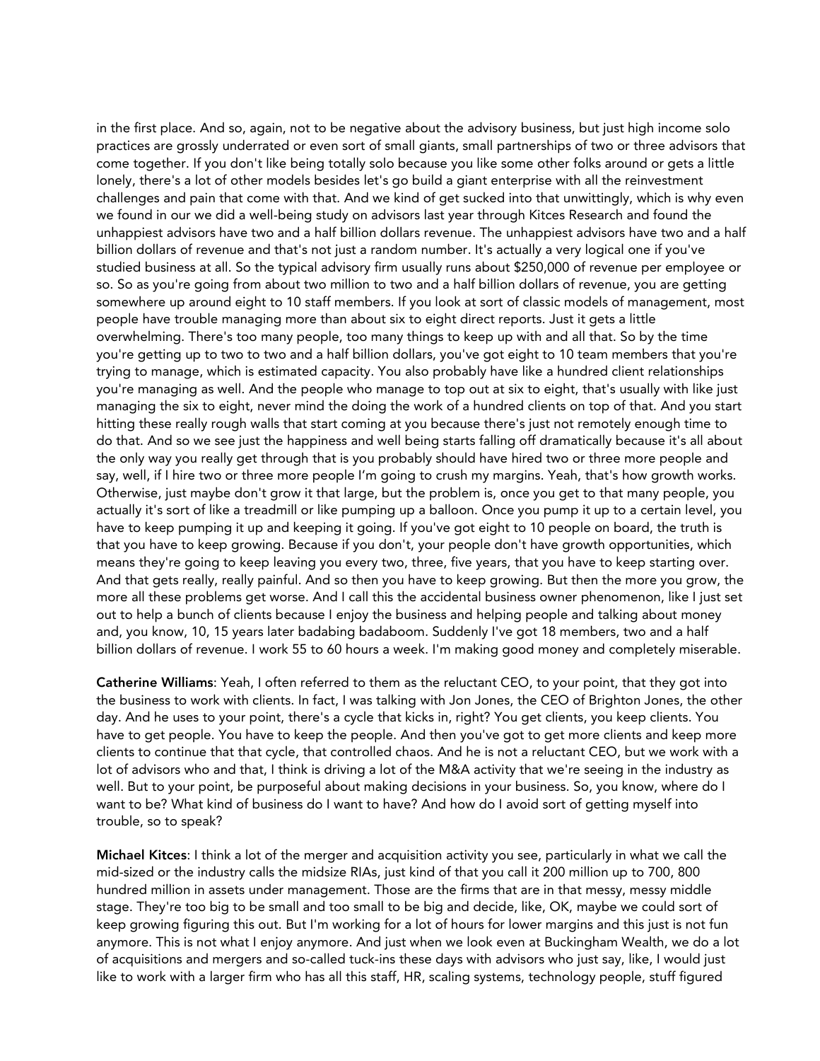in the first place. And so, again, not to be negative about the advisory business, but just high income solo practices are grossly underrated or even sort of small giants, small partnerships of two or three advisors that come together. If you don't like being totally solo because you like some other folks around or gets a little lonely, there's a lot of other models besides let's go build a giant enterprise with all the reinvestment challenges and pain that come with that. And we kind of get sucked into that unwittingly, which is why even we found in our we did a well-being study on advisors last year through Kitces Research and found the unhappiest advisors have two and a half billion dollars revenue. The unhappiest advisors have two and a half billion dollars of revenue and that's not just a random number. It's actually a very logical one if you've studied business at all. So the typical advisory firm usually runs about $250,000 of revenue per employee or so. So as you're going from about two million to two and a half billion dollars of revenue, you are getting somewhere up around eight to 10 staff members. If you look at sort of classic models of management, most people have trouble managing more than about six to eight direct reports. Just it gets a little overwhelming. There's too many people, too many things to keep up with and all that. So by the time you're getting up to two to two and a half billion dollars, you've got eight to 10 team members that you're trying to manage, which is estimated capacity. You also probably have like a hundred client relationships you're managing as well. And the people who manage to top out at six to eight, that's usually with like just managing the six to eight, never mind the doing the work of a hundred clients on top of that. And you start hitting these really rough walls that start coming at you because there's just not remotely enough time to do that. And so we see just the happiness and well being starts falling off dramatically because it's all about the only way you really get through that is you probably should have hired two or three more people and say, well, if I hire two or three more people I'm going to crush my margins. Yeah, that's how growth works. Otherwise, just maybe don't grow it that large, but the problem is, once you get to that many people, you actually it's sort of like a treadmill or like pumping up a balloon. Once you pump it up to a certain level, you have to keep pumping it up and keeping it going. If you've got eight to 10 people on board, the truth is that you have to keep growing. Because if you don't, your people don't have growth opportunities, which means they're going to keep leaving you every two, three, five years, that you have to keep starting over. And that gets really, really painful. And so then you have to keep growing. But then the more you grow, the more all these problems get worse. And I call this the accidental business owner phenomenon, like I just set out to help a bunch of clients because I enjoy the business and helping people and talking about money and, you know, 10, 15 years later badabing badaboom. Suddenly I've got 18 members, two and a half billion dollars of revenue. I work 55 to 60 hours a week. I'm making good money and completely miserable.

**Catherine Williams**: Yeah, I often referred to them as the reluctant CEO, to your point, that they got into the business to work with clients. In fact, I was talking with Jon Jones, the CEO of Brighton Jones, the other day. And he uses to your point, there's a cycle that kicks in, right? You get clients, you keep clients. You have to get people. You have to keep the people. And then you've got to get more clients and keep more clients to continue that that cycle, that controlled chaos. And he is not a reluctant CEO, but we work with a lot of advisors who and that, I think is driving a lot of the M&A activity that we're seeing in the industry as well. But to your point, be purposeful about making decisions in your business. So, you know, where do I want to be? What kind of business do I want to have? And how do I avoid sort of getting myself into trouble, so to speak?

**Michael Kitces**: I think a lot of the merger and acquisition activity you see, particularly in what we call the mid-sized or the industry calls the midsize RIAs, just kind of that you call it 200 million up to 700, 800 hundred million in assets under management. Those are the firms that are in that messy, messy middle stage. They're too big to be small and too small to be big and decide, like, OK, maybe we could sort of keep growing figuring this out. But I'm working for a lot of hours for lower margins and this just is not fun anymore. This is not what I enjoy anymore. And just when we look even at Buckingham Wealth, we do a lot of acquisitions and mergers and so-called tuck-ins these days with advisors who just say, like, I would just like to work with a larger firm who has all this staff, HR, scaling systems, technology people, stuff figured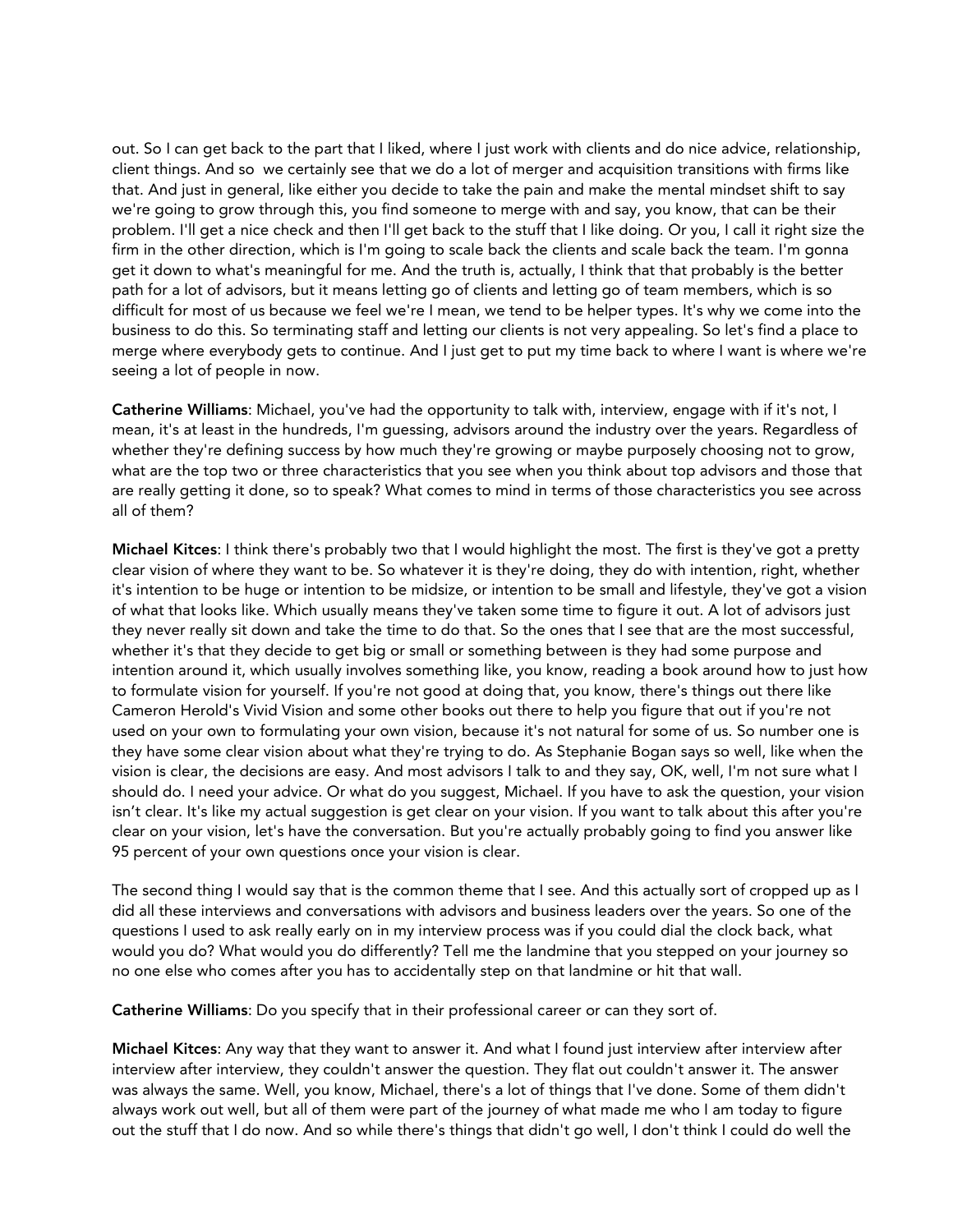out. So I can get back to the part that I liked, where I just work with clients and do nice advice, relationship, client things. And so we certainly see that we do a lot of merger and acquisition transitions with firms like that. And just in general, like either you decide to take the pain and make the mental mindset shift to say we're going to grow through this, you find someone to merge with and say, you know, that can be their problem. I'll get a nice check and then I'll get back to the stuff that I like doing. Or you, I call it right size the firm in the other direction, which is I'm going to scale back the clients and scale back the team. I'm gonna get it down to what's meaningful for me. And the truth is, actually, I think that that probably is the better path for a lot of advisors, but it means letting go of clients and letting go of team members, which is so difficult for most of us because we feel we're I mean, we tend to be helper types. It's why we come into the business to do this. So terminating staff and letting our clients is not very appealing. So let's find a place to merge where everybody gets to continue. And I just get to put my time back to where I want is where we're seeing a lot of people in now.

**Catherine Williams**: Michael, you've had the opportunity to talk with, interview, engage with if it's not, I mean, it's at least in the hundreds, I'm guessing, advisors around the industry over the years. Regardless of whether they're defining success by how much they're growing or maybe purposely choosing not to grow, what are the top two or three characteristics that you see when you think about top advisors and those that are really getting it done, so to speak? What comes to mind in terms of those characteristics you see across all of them?

**Michael Kitces**: I think there's probably two that I would highlight the most. The first is they've got a pretty clear vision of where they want to be. So whatever it is they're doing, they do with intention, right, whether it's intention to be huge or intention to be midsize, or intention to be small and lifestyle, they've got a vision of what that looks like. Which usually means they've taken some time to figure it out. A lot of advisors just they never really sit down and take the time to do that. So the ones that I see that are the most successful, whether it's that they decide to get big or small or something between is they had some purpose and intention around it, which usually involves something like, you know, reading a book around how to just how to formulate vision for yourself. If you're not good at doing that, you know, there's things out there like Cameron Herold's Vivid Vision and some other books out there to help you figure that out if you're not used on your own to formulating your own vision, because it's not natural for some of us. So number one is they have some clear vision about what they're trying to do. As Stephanie Bogan says so well, like when the vision is clear, the decisions are easy. And most advisors I talk to and they say, OK, well, I'm not sure what I should do. I need your advice. Or what do you suggest, Michael. If you have to ask the question, your vision isn't clear. It's like my actual suggestion is get clear on your vision. If you want to talk about this after you're clear on your vision, let's have the conversation. But you're actually probably going to find you answer like 95 percent of your own questions once your vision is clear.

The second thing I would say that is the common theme that I see. And this actually sort of cropped up as I did all these interviews and conversations with advisors and business leaders over the years. So one of the questions I used to ask really early on in my interview process was if you could dial the clock back, what would you do? What would you do differently? Tell me the landmine that you stepped on your journey so no one else who comes after you has to accidentally step on that landmine or hit that wall.

**Catherine Williams**: Do you specify that in their professional career or can they sort of.

**Michael Kitces**: Any way that they want to answer it. And what I found just interview after interview after interview after interview, they couldn't answer the question. They flat out couldn't answer it. The answer was always the same. Well, you know, Michael, there's a lot of things that I've done. Some of them didn't always work out well, but all of them were part of the journey of what made me who I am today to figure out the stuff that I do now. And so while there's things that didn't go well, I don't think I could do well the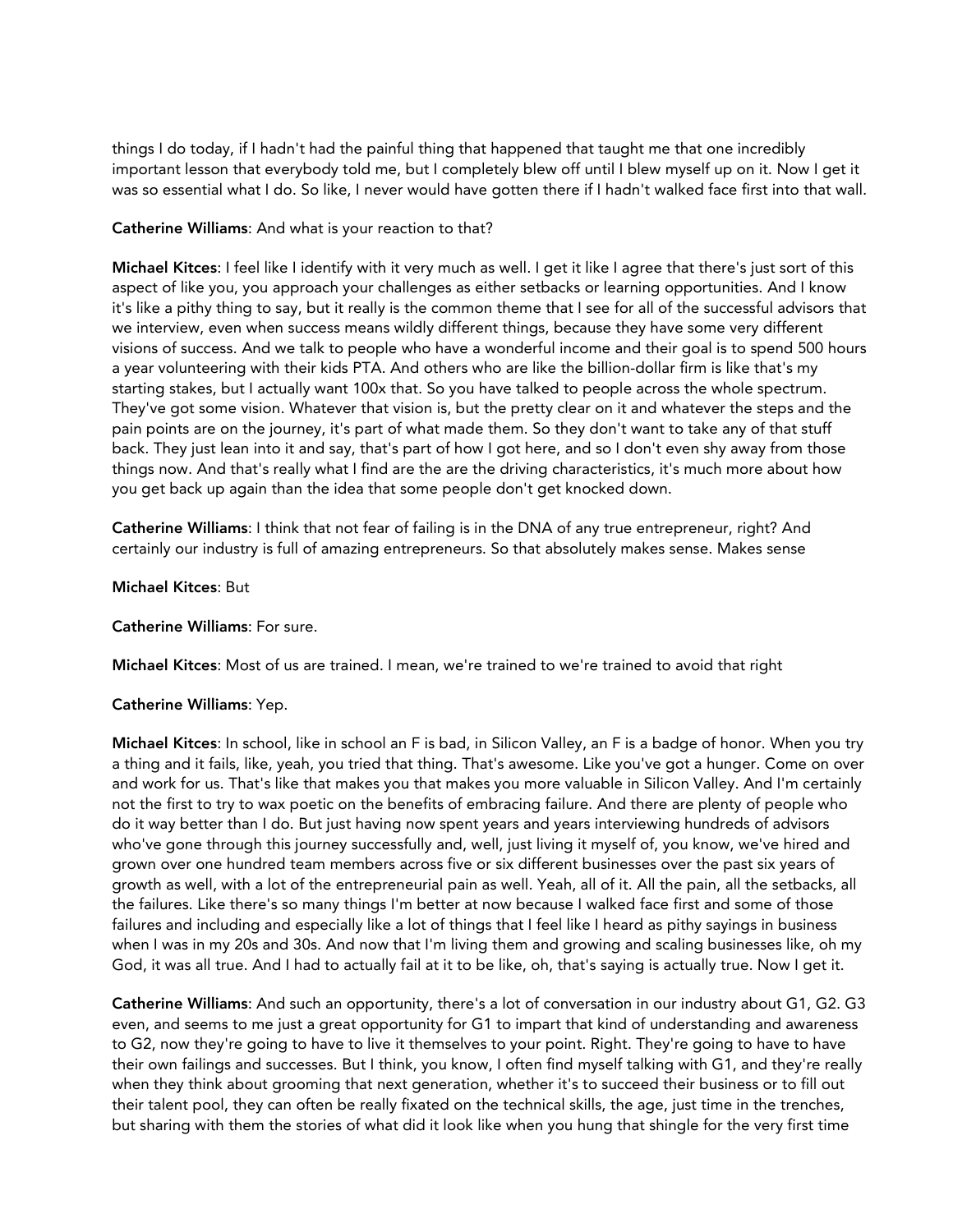things I do today, if I hadn't had the painful thing that happened that taught me that one incredibly important lesson that everybody told me, but I completely blew off until I blew myself up on it. Now I get it was so essential what I do. So like, I never would have gotten there if I hadn't walked face first into that wall.

**Catherine Williams**: And what is your reaction to that?

**Michael Kitces**: I feel like I identify with it very much as well. I get it like I agree that there's just sort of this aspect of like you, you approach your challenges as either setbacks or learning opportunities. And I know it's like a pithy thing to say, but it really is the common theme that I see for all of the successful advisors that we interview, even when success means wildly different things, because they have some very different visions of success. And we talk to people who have a wonderful income and their goal is to spend 500 hours a year volunteering with their kids PTA. And others who are like the billion-dollar firm is like that's my starting stakes, but I actually want 100x that. So you have talked to people across the whole spectrum. They've got some vision. Whatever that vision is, but the pretty clear on it and whatever the steps and the pain points are on the journey, it's part of what made them. So they don't want to take any of that stuff back. They just lean into it and say, that's part of how I got here, and so I don't even shy away from those things now. And that's really what I find are the are the driving characteristics, it's much more about how you get back up again than the idea that some people don't get knocked down.

**Catherine Williams**: I think that not fear of failing is in the DNA of any true entrepreneur, right? And certainly our industry is full of amazing entrepreneurs. So that absolutely makes sense. Makes sense

**Michael Kitces**: But

**Catherine Williams**: For sure.

**Michael Kitces**: Most of us are trained. I mean, we're trained to we're trained to avoid that right

**Catherine Williams**: Yep.

**Michael Kitces**: In school, like in school an F is bad, in Silicon Valley, an F is a badge of honor. When you try a thing and it fails, like, yeah, you tried that thing. That's awesome. Like you've got a hunger. Come on over and work for us. That's like that makes you that makes you more valuable in Silicon Valley. And I'm certainly not the first to try to wax poetic on the benefits of embracing failure. And there are plenty of people who do it way better than I do. But just having now spent years and years interviewing hundreds of advisors who've gone through this journey successfully and, well, just living it myself of, you know, we've hired and grown over one hundred team members across five or six different businesses over the past six years of growth as well, with a lot of the entrepreneurial pain as well. Yeah, all of it. All the pain, all the setbacks, all the failures. Like there's so many things I'm better at now because I walked face first and some of those failures and including and especially like a lot of things that I feel like I heard as pithy sayings in business when I was in my 20s and 30s. And now that I'm living them and growing and scaling businesses like, oh my God, it was all true. And I had to actually fail at it to be like, oh, that's saying is actually true. Now I get it.

**Catherine Williams**: And such an opportunity, there's a lot of conversation in our industry about G1, G2. G3 even, and seems to me just a great opportunity for G1 to impart that kind of understanding and awareness to G2, now they're going to have to live it themselves to your point. Right. They're going to have to have their own failings and successes. But I think, you know, I often find myself talking with G1, and they're really when they think about grooming that next generation, whether it's to succeed their business or to fill out their talent pool, they can often be really fixated on the technical skills, the age, just time in the trenches, but sharing with them the stories of what did it look like when you hung that shingle for the very first time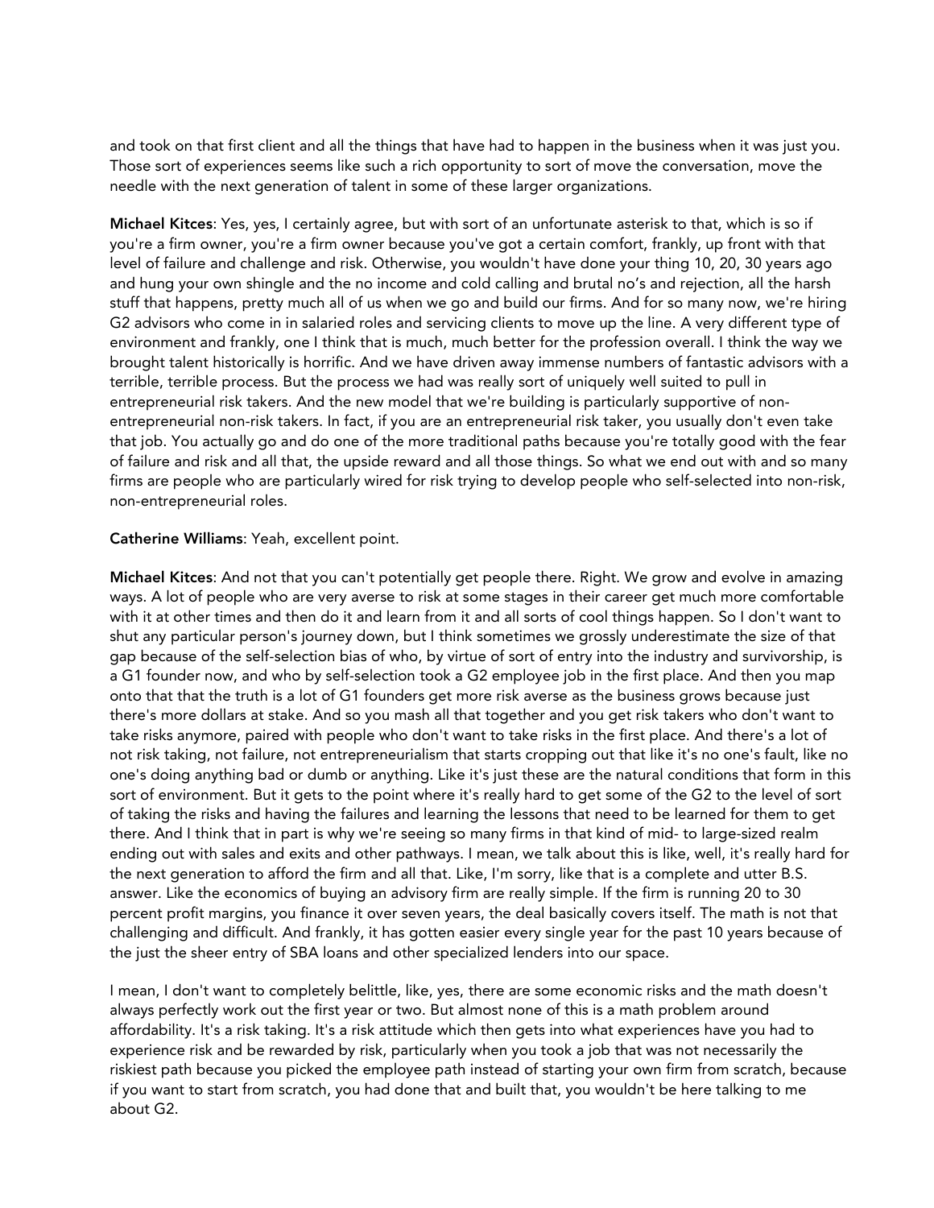and took on that first client and all the things that have had to happen in the business when it was just you. Those sort of experiences seems like such a rich opportunity to sort of move the conversation, move the needle with the next generation of talent in some of these larger organizations.

**Michael Kitces**: Yes, yes, I certainly agree, but with sort of an unfortunate asterisk to that, which is so if you're a firm owner, you're a firm owner because you've got a certain comfort, frankly, up front with that level of failure and challenge and risk. Otherwise, you wouldn't have done your thing 10, 20, 30 years ago and hung your own shingle and the no income and cold calling and brutal no's and rejection, all the harsh stuff that happens, pretty much all of us when we go and build our firms. And for so many now, we're hiring G2 advisors who come in in salaried roles and servicing clients to move up the line. A very different type of environment and frankly, one I think that is much, much better for the profession overall. I think the way we brought talent historically is horrific. And we have driven away immense numbers of fantastic advisors with a terrible, terrible process. But the process we had was really sort of uniquely well suited to pull in entrepreneurial risk takers. And the new model that we're building is particularly supportive of non-entrepreneurial non-risk takers. In fact, if you are an entrepreneurial risk taker, you usually don't even take that job. You actually go and do one of the more traditional paths because you're totally good with the fear of failure and risk and all that, the upside reward and all those things. So what we end out with and so many firms are people who are particularly wired for risk trying to develop people who self-selected into non-risk, non-entrepreneurial roles.

**Catherine Williams**: Yeah, excellent point.

**Michael Kitces**: And not that you can't potentially get people there. Right. We grow and evolve in amazing ways. A lot of people who are very averse to risk at some stages in their career get much more comfortable with it at other times and then do it and learn from it and all sorts of cool things happen. So I don't want to shut any particular person's journey down, but I think sometimes we grossly underestimate the size of that gap because of the self-selection bias of who, by virtue of sort of entry into the industry and survivorship, is a G1 founder now, and who by self-selection took a G2 employee job in the first place. And then you map onto that that the truth is a lot of G1 founders get more risk averse as the business grows because just there's more dollars at stake. And so you mash all that together and you get risk takers who don't want to take risks anymore, paired with people who don't want to take risks in the first place. And there's a lot of not risk taking, not failure, not entrepreneurialism that starts cropping out that like it's no one's fault, like no one's doing anything bad or dumb or anything. Like it's just these are the natural conditions that form in this sort of environment. But it gets to the point where it's really hard to get some of the G2 to the level of sort of taking the risks and having the failures and learning the lessons that need to be learned for them to get there. And I think that in part is why we're seeing so many firms in that kind of mid- to large-sized realm ending out with sales and exits and other pathways. I mean, we talk about this is like, well, it's really hard for the next generation to afford the firm and all that. Like, I'm sorry, like that is a complete and utter B.S. answer. Like the economics of buying an advisory firm are really simple. If the firm is running 20 to 30 percent profit margins, you finance it over seven years, the deal basically covers itself. The math is not that challenging and difficult. And frankly, it has gotten easier every single year for the past 10 years because of the just the sheer entry of SBA loans and other specialized lenders into our space.

I mean, I don't want to completely belittle, like, yes, there are some economic risks and the math doesn't always perfectly work out the first year or two. But almost none of this is a math problem around affordability. It's a risk taking. It's a risk attitude which then gets into what experiences have you had to experience risk and be rewarded by risk, particularly when you took a job that was not necessarily the riskiest path because you picked the employee path instead of starting your own firm from scratch, because if you want to start from scratch, you had done that and built that, you wouldn't be here talking to me about G2.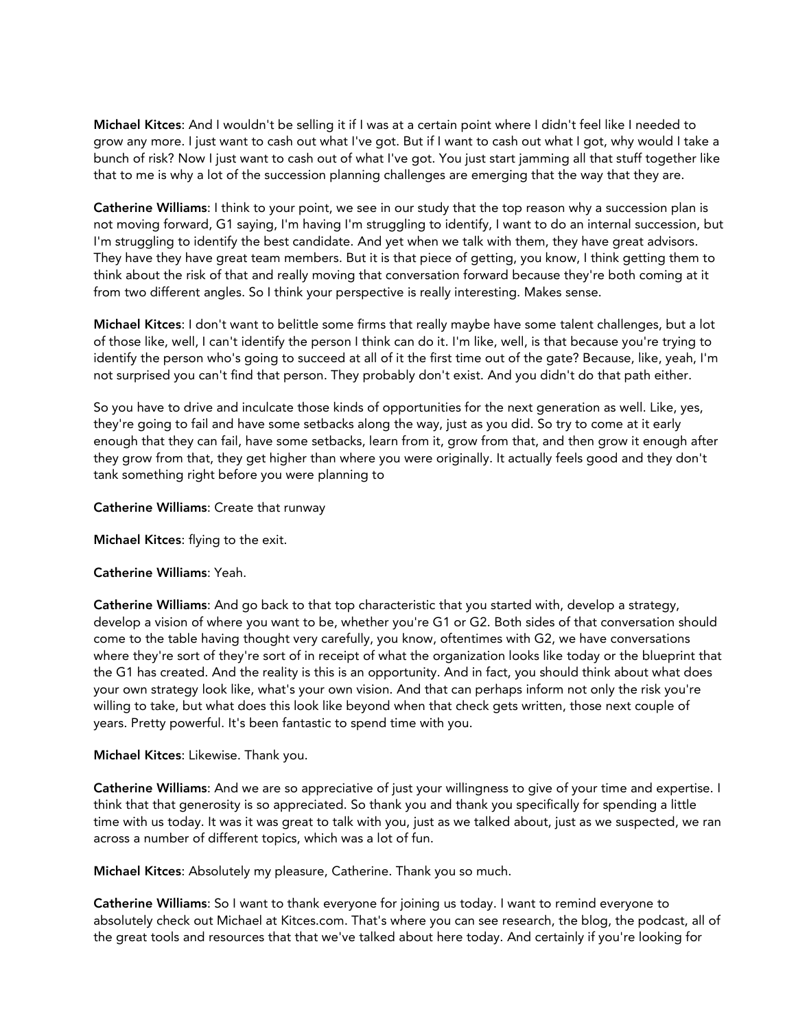**Michael Kitces**: And I wouldn't be selling it if I was at a certain point where I didn't feel like I needed to grow any more. I just want to cash out what I've got. But if I want to cash out what I got, why would I take a bunch of risk? Now I just want to cash out of what I've got. You just start jamming all that stuff together like that to me is why a lot of the succession planning challenges are emerging that the way that they are.

**Catherine Williams**: I think to your point, we see in our study that the top reason why a succession plan is not moving forward, G1 saying, I'm having I'm struggling to identify, I want to do an internal succession, but I'm struggling to identify the best candidate. And yet when we talk with them, they have great advisors. They have they have great team members. But it is that piece of getting, you know, I think getting them to think about the risk of that and really moving that conversation forward because they're both coming at it from two different angles. So I think your perspective is really interesting. Makes sense.

**Michael Kitces**: I don't want to belittle some firms that really maybe have some talent challenges, but a lot of those like, well, I can't identify the person I think can do it. I'm like, well, is that because you're trying to identify the person who's going to succeed at all of it the first time out of the gate? Because, like, yeah, I'm not surprised you can't find that person. They probably don't exist. And you didn't do that path either.

So you have to drive and inculcate those kinds of opportunities for the next generation as well. Like, yes, they're going to fail and have some setbacks along the way, just as you did. So try to come at it early enough that they can fail, have some setbacks, learn from it, grow from that, and then grow it enough after they grow from that, they get higher than where you were originally. It actually feels good and they don't tank something right before you were planning to

**Catherine Williams**: Create that runway

**Michael Kitces**: flying to the exit.

**Catherine Williams**: Yeah.

**Catherine Williams**: And go back to that top characteristic that you started with, develop a strategy, develop a vision of where you want to be, whether you're G1 or G2. Both sides of that conversation should come to the table having thought very carefully, you know, oftentimes with G2, we have conversations where they're sort of they're sort of in receipt of what the organization looks like today or the blueprint that the G1 has created. And the reality is this is an opportunity. And in fact, you should think about what does your own strategy look like, what's your own vision. And that can perhaps inform not only the risk you're willing to take, but what does this look like beyond when that check gets written, those next couple of years. Pretty powerful. It's been fantastic to spend time with you.

**Michael Kitces**: Likewise. Thank you.

**Catherine Williams**: And we are so appreciative of just your willingness to give of your time and expertise. I think that that generosity is so appreciated. So thank you and thank you specifically for spending a little time with us today. It was it was great to talk with you, just as we talked about, just as we suspected, we ran across a number of different topics, which was a lot of fun.

**Michael Kitces**: Absolutely my pleasure, Catherine. Thank you so much.

**Catherine Williams**: So I want to thank everyone for joining us today. I want to remind everyone to absolutely check out Michael at Kitces.com. That's where you can see research, the blog, the podcast, all of the great tools and resources that that we've talked about here today. And certainly if you're looking for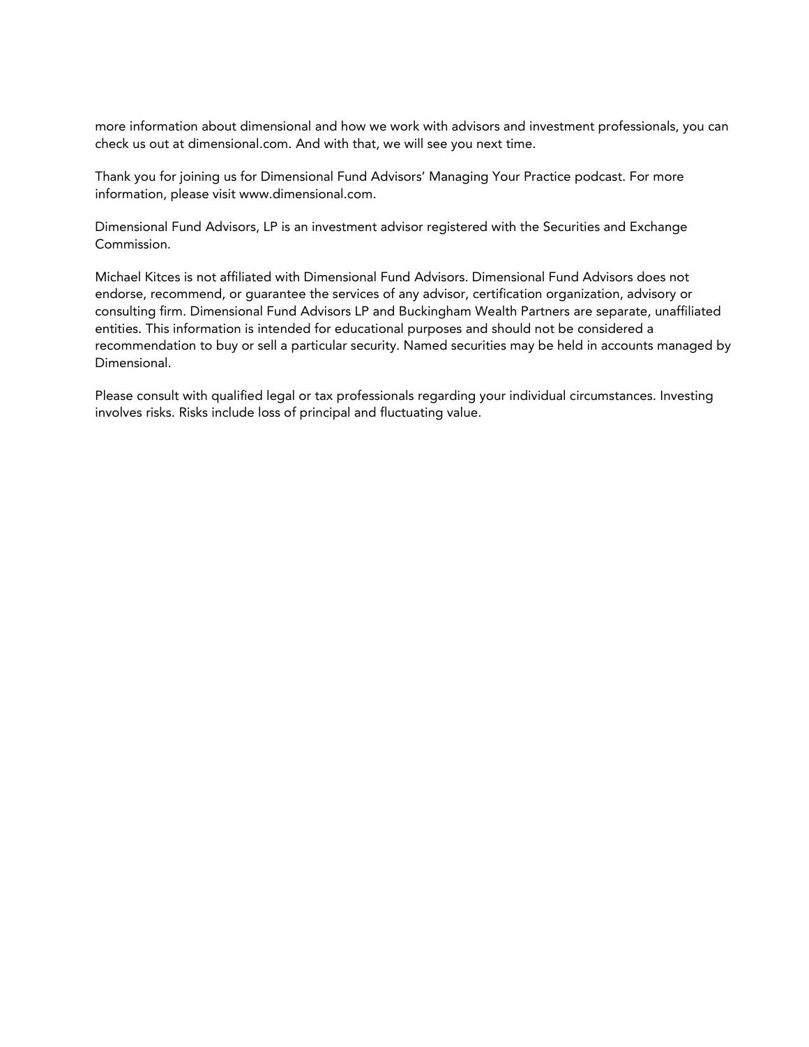more information about dimensional and how we work with advisors and investment professionals, you can check us out at dimensional.com. And with that, we will see you next time.

Thank you for joining us for Dimensional Fund Advisors' Managing Your Practice podcast. For more information, please visit www.dimensional.com.

Dimensional Fund Advisors, LP is an investment advisor registered with the Securities and Exchange Commission.

Michael Kitces is not affiliated with Dimensional Fund Advisors. Dimensional Fund Advisors does not endorse, recommend, or guarantee the services of any advisor, certification organization, advisory or consulting firm. Dimensional Fund Advisors LP and Buckingham Wealth Partners are separate, unaffiliated entities. This information is intended for educational purposes and should not be considered a recommendation to buy or sell a particular security. Named securities may be held in accounts managed by Dimensional.

Please consult with qualified legal or tax professionals regarding your individual circumstances. Investing involves risks. Risks include loss of principal and fluctuating value.